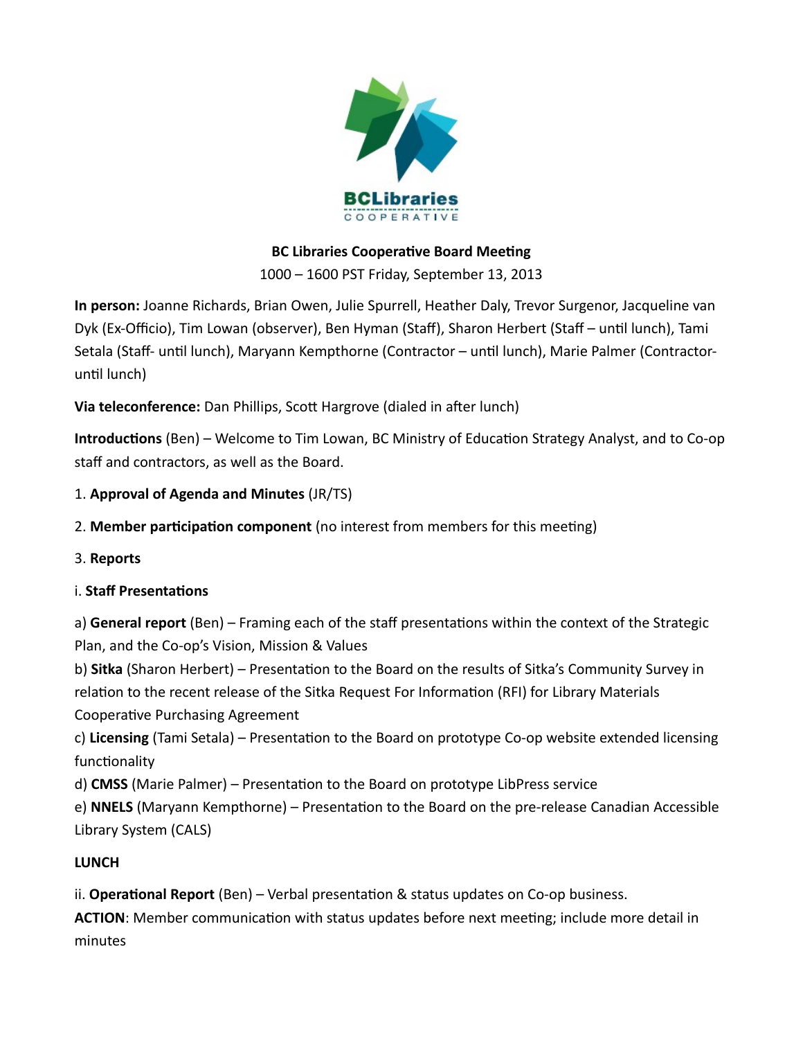**BC Libraries Cooperative Board Meeting**

1000 – 1600 PST Friday, September 13, 2013

**In person:** Joanne Richards, Brian Owen, Julie Spurrell, Heather Daly, Trevor Surgenor, Jacqueline van Dyk (Ex-Officio), Tim Lowan (observer), Ben Hyman (Staff), Sharon Herbert (Staff – until lunch), Tami Setala (Staff- until lunch), Maryann Kempthorne (Contractor – until lunch), Marie Palmer (Contractor- until lunch)

**Via teleconference:** Dan Phillips, Scott Hargrove (dialed in after lunch)

**Introductions** (Ben) – Welcome to Tim Lowan, BC Ministry of Education Strategy Analyst, and to Co-op staff and contractors, as well as the Board.

1. **Approval of Agenda and Minutes** (JR/TS)

2. **Member participation component** (no interest from members for this meeting)

3. **Reports**

i. **Staff Presentations**

a) **General report** (Ben) – Framing each of the staff presentations within the context of the Strategic Plan, and the Co-op's Vision, Mission & Values

b) **Sitka** (Sharon Herbert) – Presentation to the Board on the results of Sitka's Community Survey in relation to the recent release of the Sitka Request For Information (RFI) for Library Materials Cooperative Purchasing Agreement

c) **Licensing** (Tami Setala) – Presentation to the Board on prototype Co-op website extended licensing functionality

d) **CMSS** (Marie Palmer) – Presentation to the Board on prototype LibPress service

e) **NNELS** (Maryann Kempthorne) – Presentation to the Board on the pre-release Canadian Accessible Library System (CALS)

**LUNCH**

ii. **Operational Report** (Ben) – Verbal presentation & status updates on Co-op business.

**ACTION**: Member communication with status updates before next meeting; include more detail in minutes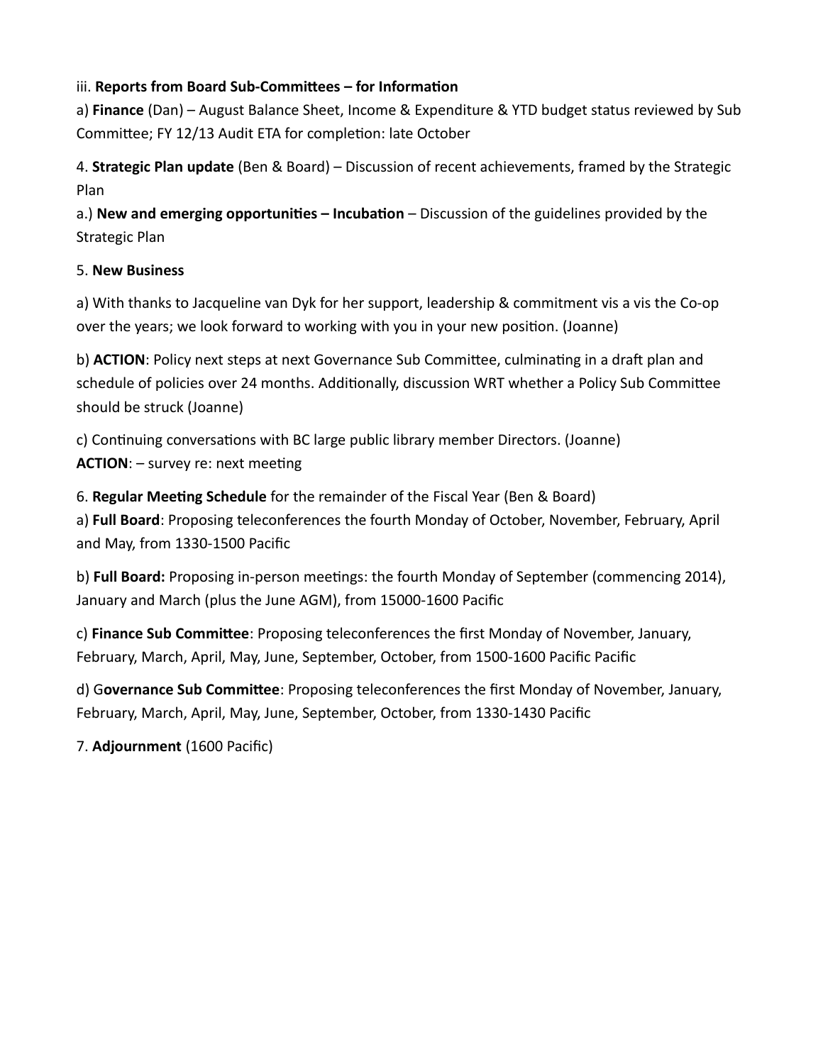iii. **Reports from Board Sub-Committees – for Information**

a) **Finance** (Dan) – August Balance Sheet, Income & Expenditure & YTD budget status reviewed by Sub Committee; FY 12/13 Audit ETA for completion: late October

4. **Strategic Plan update** (Ben & Board) – Discussion of recent achievements, framed by the Strategic Plan

a.) **New and emerging opportunities – Incubation** – Discussion of the guidelines provided by the Strategic Plan

5. **New Business**

a) With thanks to Jacqueline van Dyk for her support, leadership & commitment vis a vis the Co-op over the years; we look forward to working with you in your new position. (Joanne)

b) **ACTION**: Policy next steps at next Governance Sub Committee, culminating in a draft plan and schedule of policies over 24 months. Additionally, discussion WRT whether a Policy Sub Committee should be struck (Joanne)

c) Continuing conversations with BC large public library member Directors. (Joanne)
**ACTION**: – survey re: next meeting

6. **Regular Meeting Schedule** for the remainder of the Fiscal Year (Ben & Board)
a) **Full Board**: Proposing teleconferences the fourth Monday of October, November, February, April and May, from 1330-1500 Pacific

b) **Full Board:** Proposing in-person meetings: the fourth Monday of September (commencing 2014), January and March (plus the June AGM), from 15000-1600 Pacific

c) **Finance Sub Committee**: Proposing teleconferences the first Monday of November, January, February, March, April, May, June, September, October, from 1500-1600 Pacific Pacific

d) G**overnance Sub Committee**: Proposing teleconferences the first Monday of November, January, February, March, April, May, June, September, October, from 1330-1430 Pacific

7. **Adjournment** (1600 Pacific)